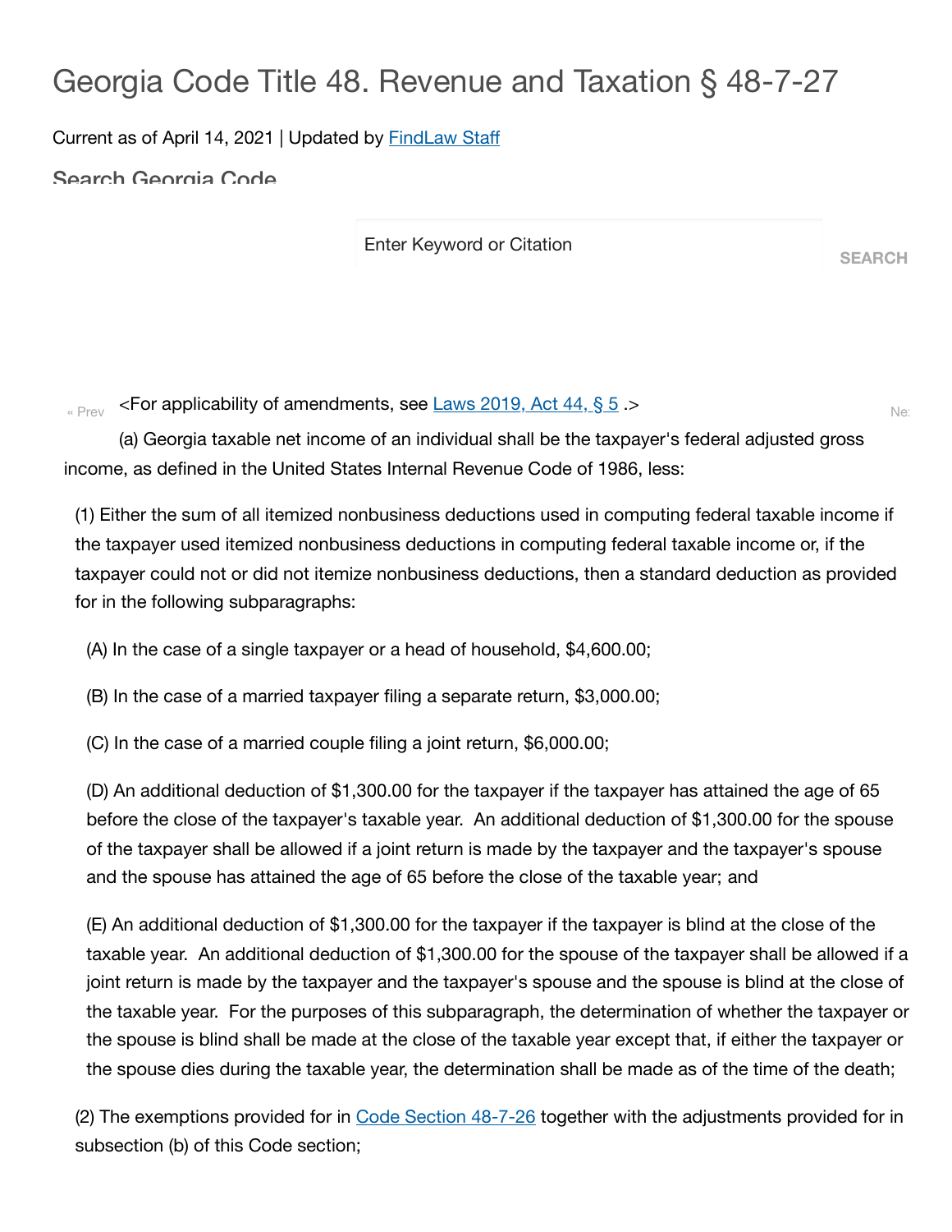# Georgia Code Title 48. Revenue and Taxation § 48-7-27

Current as of April 14, 2021 | Updated by FindLaw Staff

<For applicability of amendments, see Laws 2019, Act 44, § 5 .>

(a) Georgia taxable net income of an individual shall be the taxpayer's federal adjusted gross income, as defined in the United States Internal Revenue Code of 1986, less:

(1) Either the sum of all itemized nonbusiness deductions used in computing federal taxable income if the taxpayer used itemized nonbusiness deductions in computing federal taxable income or, if the taxpayer could not or did not itemize nonbusiness deductions, then a standard deduction as provided for in the following subparagraphs:

(A) In the case of a single taxpayer or a head of household, $4,600.00;

(B) In the case of a married taxpayer filing a separate return, $3,000.00;

(C) In the case of a married couple filing a joint return, $6,000.00;

(D) An additional deduction of $1,300.00 for the taxpayer if the taxpayer has attained the age of 65 before the close of the taxpayer's taxable year. An additional deduction of $1,300.00 for the spouse of the taxpayer shall be allowed if a joint return is made by the taxpayer and the taxpayer's spouse and the spouse has attained the age of 65 before the close of the taxable year; and

(E) An additional deduction of $1,300.00 for the taxpayer if the taxpayer is blind at the close of the taxable year. An additional deduction of $1,300.00 for the spouse of the taxpayer shall be allowed if a joint return is made by the taxpayer and the taxpayer's spouse and the spouse is blind at the close of the taxable year. For the purposes of this subparagraph, the determination of whether the taxpayer or the spouse is blind shall be made at the close of the taxable year except that, if either the taxpayer or the spouse dies during the taxable year, the determination shall be made as of the time of the death;

(2) The exemptions provided for in Code Section 48-7-26 together with the adjustments provided for in subsection (b) of this Code section;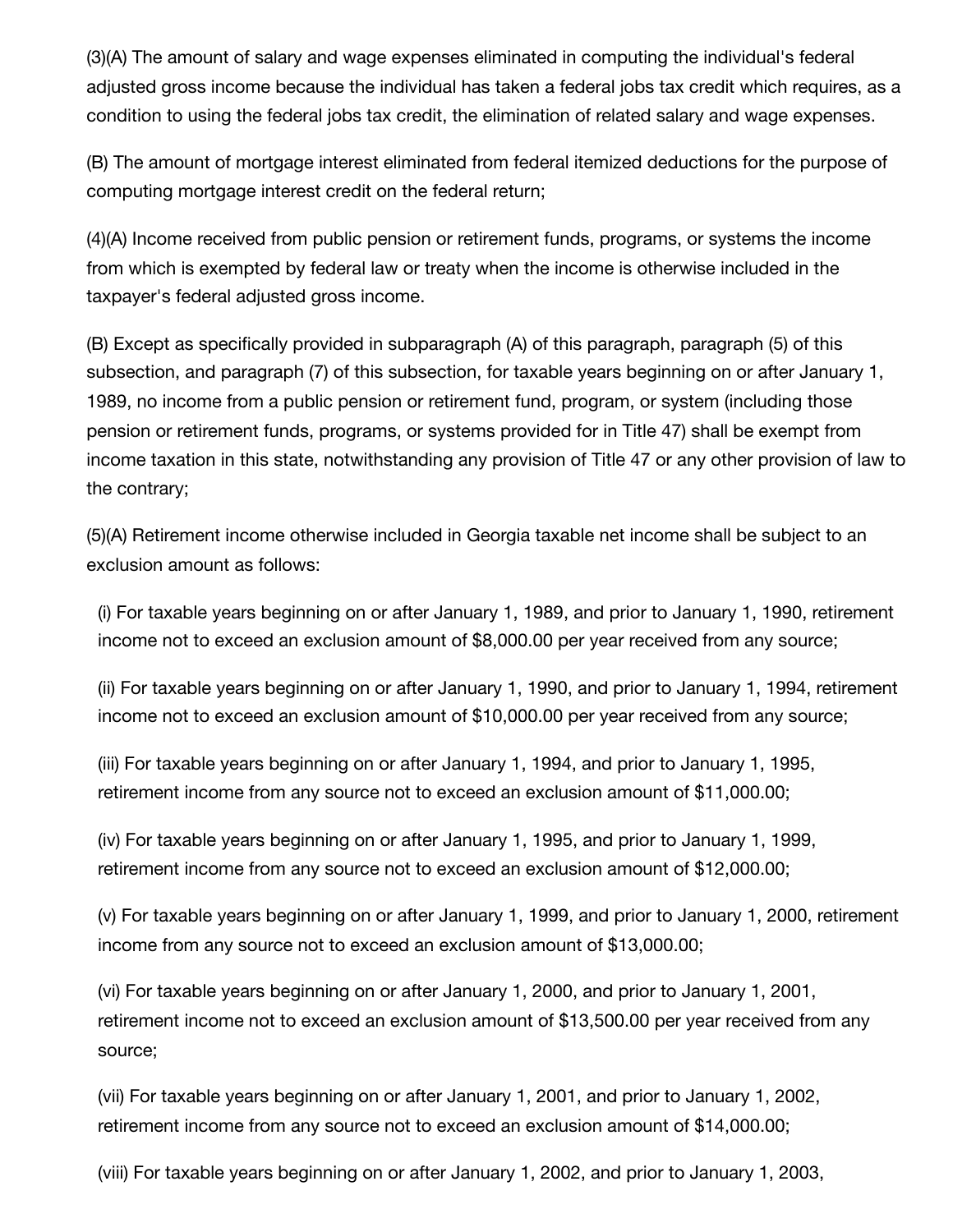(3)(A) The amount of salary and wage expenses eliminated in computing the individual's federal adjusted gross income because the individual has taken a federal jobs tax credit which requires, as a condition to using the federal jobs tax credit, the elimination of related salary and wage expenses.

(B) The amount of mortgage interest eliminated from federal itemized deductions for the purpose of computing mortgage interest credit on the federal return;

(4)(A) Income received from public pension or retirement funds, programs, or systems the income from which is exempted by federal law or treaty when the income is otherwise included in the taxpayer's federal adjusted gross income.

(B) Except as specifically provided in subparagraph (A) of this paragraph, paragraph (5) of this subsection, and paragraph (7) of this subsection, for taxable years beginning on or after January 1, 1989, no income from a public pension or retirement fund, program, or system (including those pension or retirement funds, programs, or systems provided for in Title 47) shall be exempt from income taxation in this state, notwithstanding any provision of Title 47 or any other provision of law to the contrary;

(5)(A) Retirement income otherwise included in Georgia taxable net income shall be subject to an exclusion amount as follows:

(i) For taxable years beginning on or after January 1, 1989, and prior to January 1, 1990, retirement income not to exceed an exclusion amount of $8,000.00 per year received from any source;

(ii) For taxable years beginning on or after January 1, 1990, and prior to January 1, 1994, retirement income not to exceed an exclusion amount of $10,000.00 per year received from any source;

(iii) For taxable years beginning on or after January 1, 1994, and prior to January 1, 1995, retirement income from any source not to exceed an exclusion amount of $11,000.00;

(iv) For taxable years beginning on or after January 1, 1995, and prior to January 1, 1999, retirement income from any source not to exceed an exclusion amount of $12,000.00;

(v) For taxable years beginning on or after January 1, 1999, and prior to January 1, 2000, retirement income from any source not to exceed an exclusion amount of $13,000.00;

(vi) For taxable years beginning on or after January 1, 2000, and prior to January 1, 2001, retirement income not to exceed an exclusion amount of $13,500.00 per year received from any source;

(vii) For taxable years beginning on or after January 1, 2001, and prior to January 1, 2002, retirement income from any source not to exceed an exclusion amount of $14,000.00;

(viii) For taxable years beginning on or after January 1, 2002, and prior to January 1, 2003,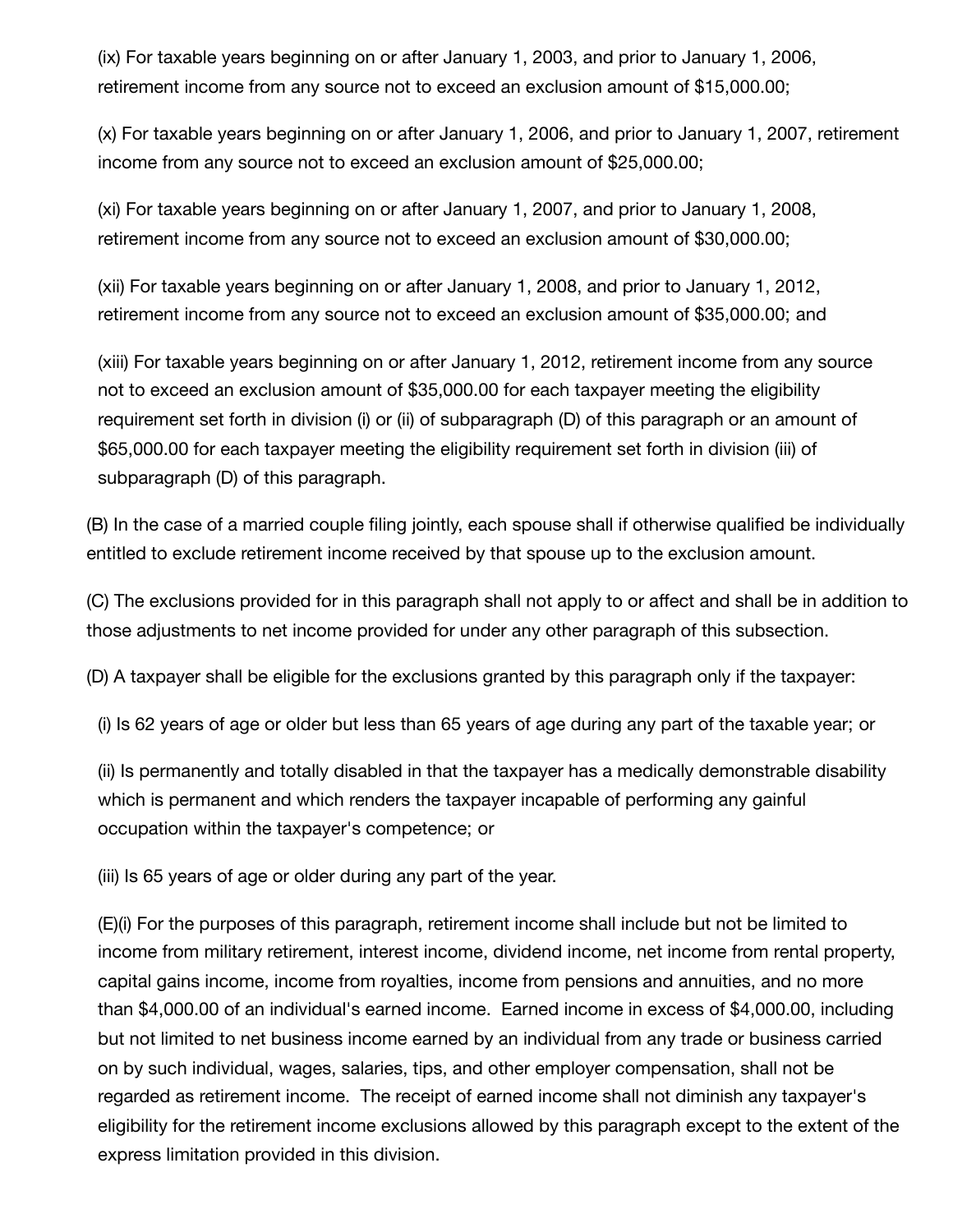(ix) For taxable years beginning on or after January 1, 2003, and prior to January 1, 2006, retirement income from any source not to exceed an exclusion amount of $15,000.00;

(x) For taxable years beginning on or after January 1, 2006, and prior to January 1, 2007, retirement income from any source not to exceed an exclusion amount of $25,000.00;

(xi) For taxable years beginning on or after January 1, 2007, and prior to January 1, 2008, retirement income from any source not to exceed an exclusion amount of $30,000.00;

(xii) For taxable years beginning on or after January 1, 2008, and prior to January 1, 2012, retirement income from any source not to exceed an exclusion amount of $35,000.00; and

(xiii) For taxable years beginning on or after January 1, 2012, retirement income from any source not to exceed an exclusion amount of $35,000.00 for each taxpayer meeting the eligibility requirement set forth in division (i) or (ii) of subparagraph (D) of this paragraph or an amount of $65,000.00 for each taxpayer meeting the eligibility requirement set forth in division (iii) of subparagraph (D) of this paragraph.

(B) In the case of a married couple filing jointly, each spouse shall if otherwise qualified be individually entitled to exclude retirement income received by that spouse up to the exclusion amount.

(C) The exclusions provided for in this paragraph shall not apply to or affect and shall be in addition to those adjustments to net income provided for under any other paragraph of this subsection.

(D) A taxpayer shall be eligible for the exclusions granted by this paragraph only if the taxpayer:

(i) Is 62 years of age or older but less than 65 years of age during any part of the taxable year; or

(ii) Is permanently and totally disabled in that the taxpayer has a medically demonstrable disability which is permanent and which renders the taxpayer incapable of performing any gainful occupation within the taxpayer's competence; or

(iii) Is 65 years of age or older during any part of the year.

(E)(i) For the purposes of this paragraph, retirement income shall include but not be limited to income from military retirement, interest income, dividend income, net income from rental property, capital gains income, income from royalties, income from pensions and annuities, and no more than $4,000.00 of an individual's earned income. Earned income in excess of $4,000.00, including but not limited to net business income earned by an individual from any trade or business carried on by such individual, wages, salaries, tips, and other employer compensation, shall not be regarded as retirement income. The receipt of earned income shall not diminish any taxpayer's eligibility for the retirement income exclusions allowed by this paragraph except to the extent of the express limitation provided in this division.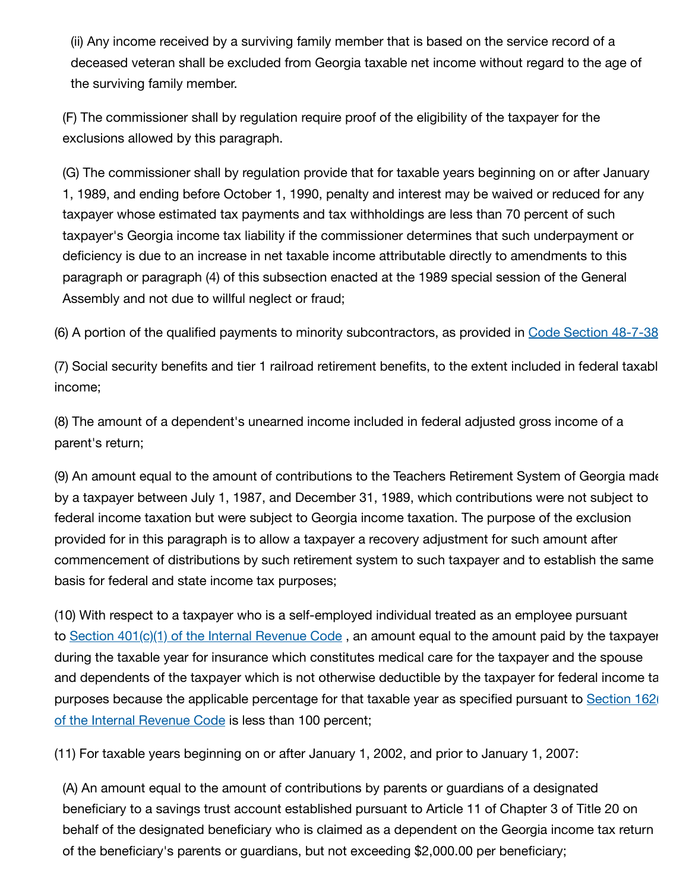(ii) Any income received by a surviving family member that is based on the service record of a deceased veteran shall be excluded from Georgia taxable net income without regard to the age of the surviving family member.

(F) The commissioner shall by regulation require proof of the eligibility of the taxpayer for the exclusions allowed by this paragraph.

(G) The commissioner shall by regulation provide that for taxable years beginning on or after January 1, 1989, and ending before October 1, 1990, penalty and interest may be waived or reduced for any taxpayer whose estimated tax payments and tax withholdings are less than 70 percent of such taxpayer's Georgia income tax liability if the commissioner determines that such underpayment or deficiency is due to an increase in net taxable income attributable directly to amendments to this paragraph or paragraph (4) of this subsection enacted at the 1989 special session of the General Assembly and not due to willful neglect or fraud;

(6) A portion of the qualified payments to minority subcontractors, as provided in Code Section 48-7-38

(7) Social security benefits and tier 1 railroad retirement benefits, to the extent included in federal taxabl income;

(8) The amount of a dependent's unearned income included in federal adjusted gross income of a parent's return;

(9) An amount equal to the amount of contributions to the Teachers Retirement System of Georgia made by a taxpayer between July 1, 1987, and December 31, 1989, which contributions were not subject to federal income taxation but were subject to Georgia income taxation. The purpose of the exclusion provided for in this paragraph is to allow a taxpayer a recovery adjustment for such amount after commencement of distributions by such retirement system to such taxpayer and to establish the same basis for federal and state income tax purposes;

(10) With respect to a taxpayer who is a self-employed individual treated as an employee pursuant to Section 401(c)(1) of the Internal Revenue Code , an amount equal to the amount paid by the taxpayer during the taxable year for insurance which constitutes medical care for the taxpayer and the spouse and dependents of the taxpayer which is not otherwise deductible by the taxpayer for federal income ta purposes because the applicable percentage for that taxable year as specified pursuant to Section 162( of the Internal Revenue Code is less than 100 percent;

(11) For taxable years beginning on or after January 1, 2002, and prior to January 1, 2007:

(A) An amount equal to the amount of contributions by parents or guardians of a designated beneficiary to a savings trust account established pursuant to Article 11 of Chapter 3 of Title 20 on behalf of the designated beneficiary who is claimed as a dependent on the Georgia income tax return of the beneficiary's parents or guardians, but not exceeding $2,000.00 per beneficiary;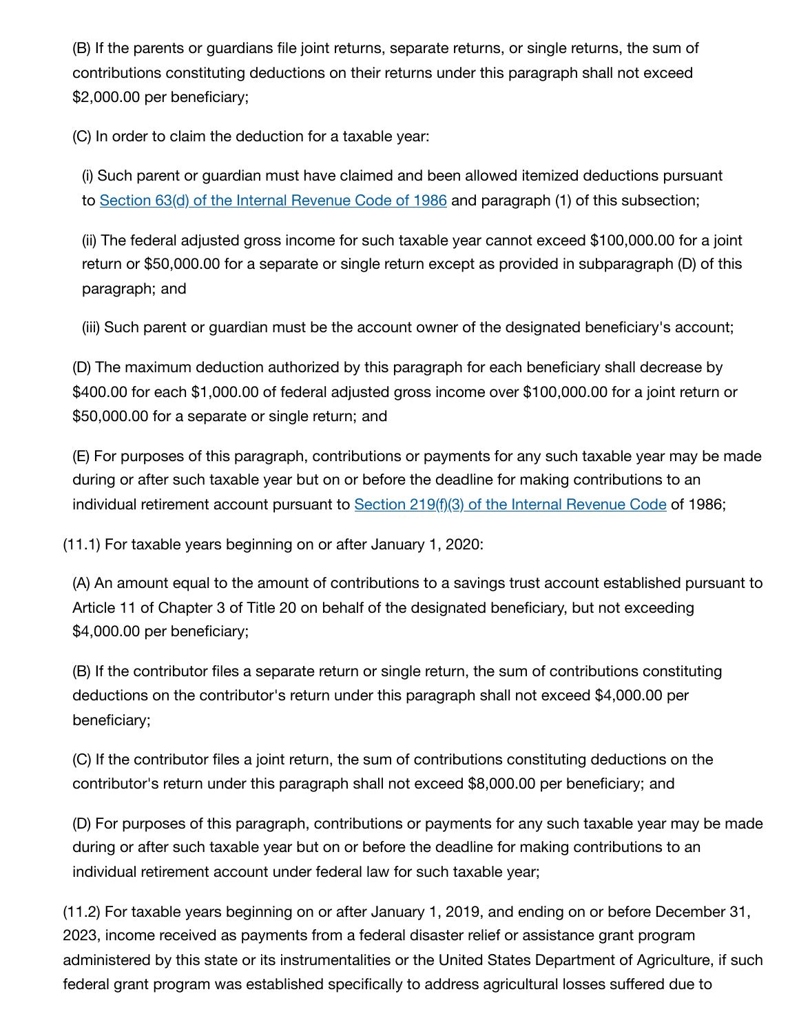(B) If the parents or guardians file joint returns, separate returns, or single returns, the sum of contributions constituting deductions on their returns under this paragraph shall not exceed $2,000.00 per beneficiary;

(C) In order to claim the deduction for a taxable year:

(i) Such parent or guardian must have claimed and been allowed itemized deductions pursuant to [Section 63(d) of the Internal Revenue Code of 1986] and paragraph (1) of this subsection;

(ii) The federal adjusted gross income for such taxable year cannot exceed $100,000.00 for a joint return or $50,000.00 for a separate or single return except as provided in subparagraph (D) of this paragraph; and

(iii) Such parent or guardian must be the account owner of the designated beneficiary's account;

(D) The maximum deduction authorized by this paragraph for each beneficiary shall decrease by $400.00 for each $1,000.00 of federal adjusted gross income over $100,000.00 for a joint return or $50,000.00 for a separate or single return; and

(E) For purposes of this paragraph, contributions or payments for any such taxable year may be made during or after such taxable year but on or before the deadline for making contributions to an individual retirement account pursuant to [Section 219(f)(3) of the Internal Revenue Code] of 1986;

(11.1) For taxable years beginning on or after January 1, 2020:

(A) An amount equal to the amount of contributions to a savings trust account established pursuant to Article 11 of Chapter 3 of Title 20 on behalf of the designated beneficiary, but not exceeding $4,000.00 per beneficiary;

(B) If the contributor files a separate return or single return, the sum of contributions constituting deductions on the contributor's return under this paragraph shall not exceed $4,000.00 per beneficiary;

(C) If the contributor files a joint return, the sum of contributions constituting deductions on the contributor's return under this paragraph shall not exceed $8,000.00 per beneficiary; and

(D) For purposes of this paragraph, contributions or payments for any such taxable year may be made during or after such taxable year but on or before the deadline for making contributions to an individual retirement account under federal law for such taxable year;

(11.2) For taxable years beginning on or after January 1, 2019, and ending on or before December 31, 2023, income received as payments from a federal disaster relief or assistance grant program administered by this state or its instrumentalities or the United States Department of Agriculture, if such federal grant program was established specifically to address agricultural losses suffered due to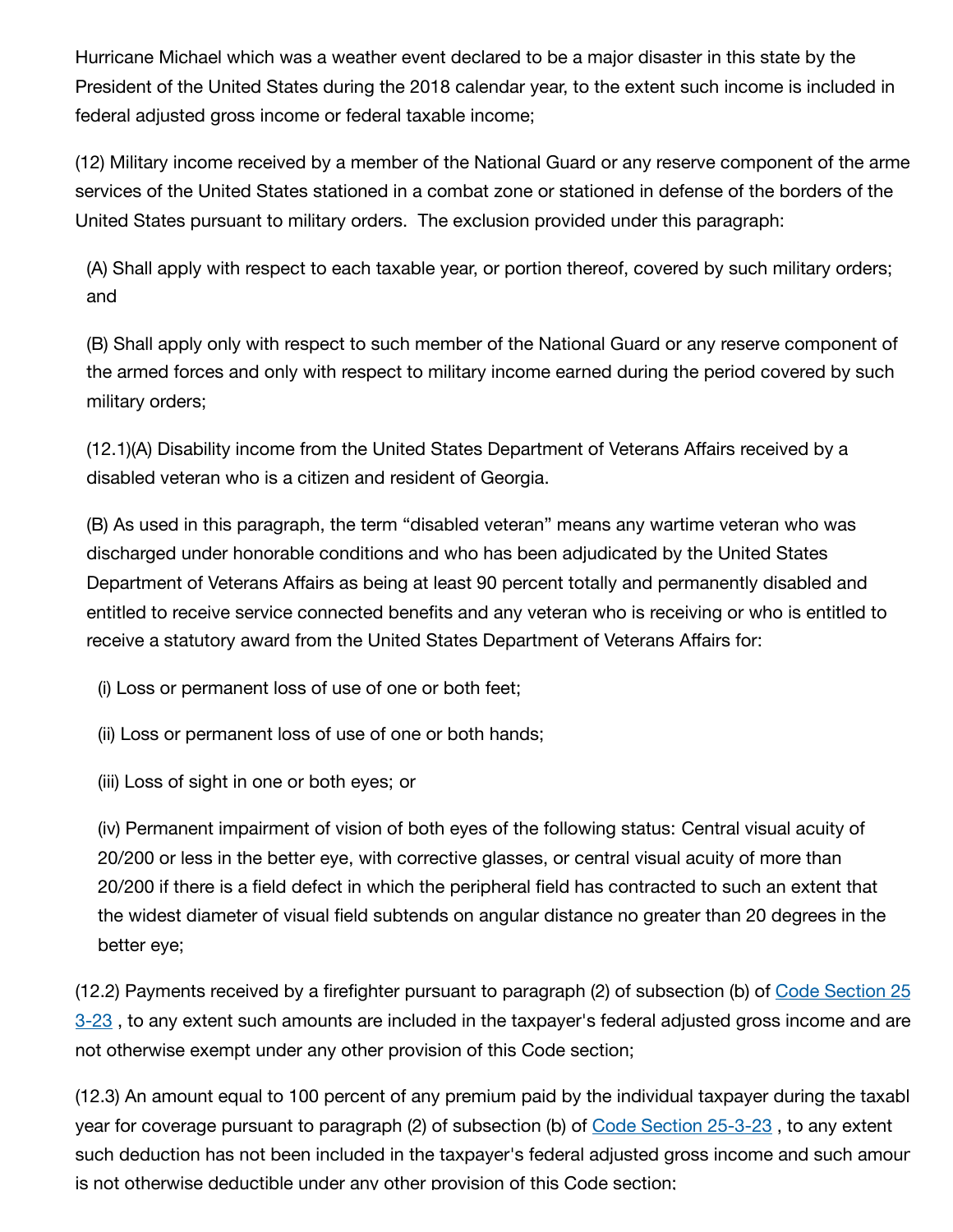Hurricane Michael which was a weather event declared to be a major disaster in this state by the President of the United States during the 2018 calendar year, to the extent such income is included in federal adjusted gross income or federal taxable income;

(12) Military income received by a member of the National Guard or any reserve component of the arme services of the United States stationed in a combat zone or stationed in defense of the borders of the United States pursuant to military orders. The exclusion provided under this paragraph:

(A) Shall apply with respect to each taxable year, or portion thereof, covered by such military orders; and

(B) Shall apply only with respect to such member of the National Guard or any reserve component of the armed forces and only with respect to military income earned during the period covered by such military orders;

(12.1)(A) Disability income from the United States Department of Veterans Affairs received by a disabled veteran who is a citizen and resident of Georgia.

(B) As used in this paragraph, the term “disabled veteran” means any wartime veteran who was discharged under honorable conditions and who has been adjudicated by the United States Department of Veterans Affairs as being at least 90 percent totally and permanently disabled and entitled to receive service connected benefits and any veteran who is receiving or who is entitled to receive a statutory award from the United States Department of Veterans Affairs for:

(i) Loss or permanent loss of use of one or both feet;

(ii) Loss or permanent loss of use of one or both hands;

(iii) Loss of sight in one or both eyes; or

(iv) Permanent impairment of vision of both eyes of the following status: Central visual acuity of 20/200 or less in the better eye, with corrective glasses, or central visual acuity of more than 20/200 if there is a field defect in which the peripheral field has contracted to such an extent that the widest diameter of visual field subtends on angular distance no greater than 20 degrees in the better eye;

(12.2) Payments received by a firefighter pursuant to paragraph (2) of subsection (b) of Code Section 25 3-23 , to any extent such amounts are included in the taxpayer's federal adjusted gross income and are not otherwise exempt under any other provision of this Code section;

(12.3) An amount equal to 100 percent of any premium paid by the individual taxpayer during the taxabl year for coverage pursuant to paragraph (2) of subsection (b) of Code Section 25-3-23 , to any extent such deduction has not been included in the taxpayer's federal adjusted gross income and such amour is not otherwise deductible under any other provision of this Code section;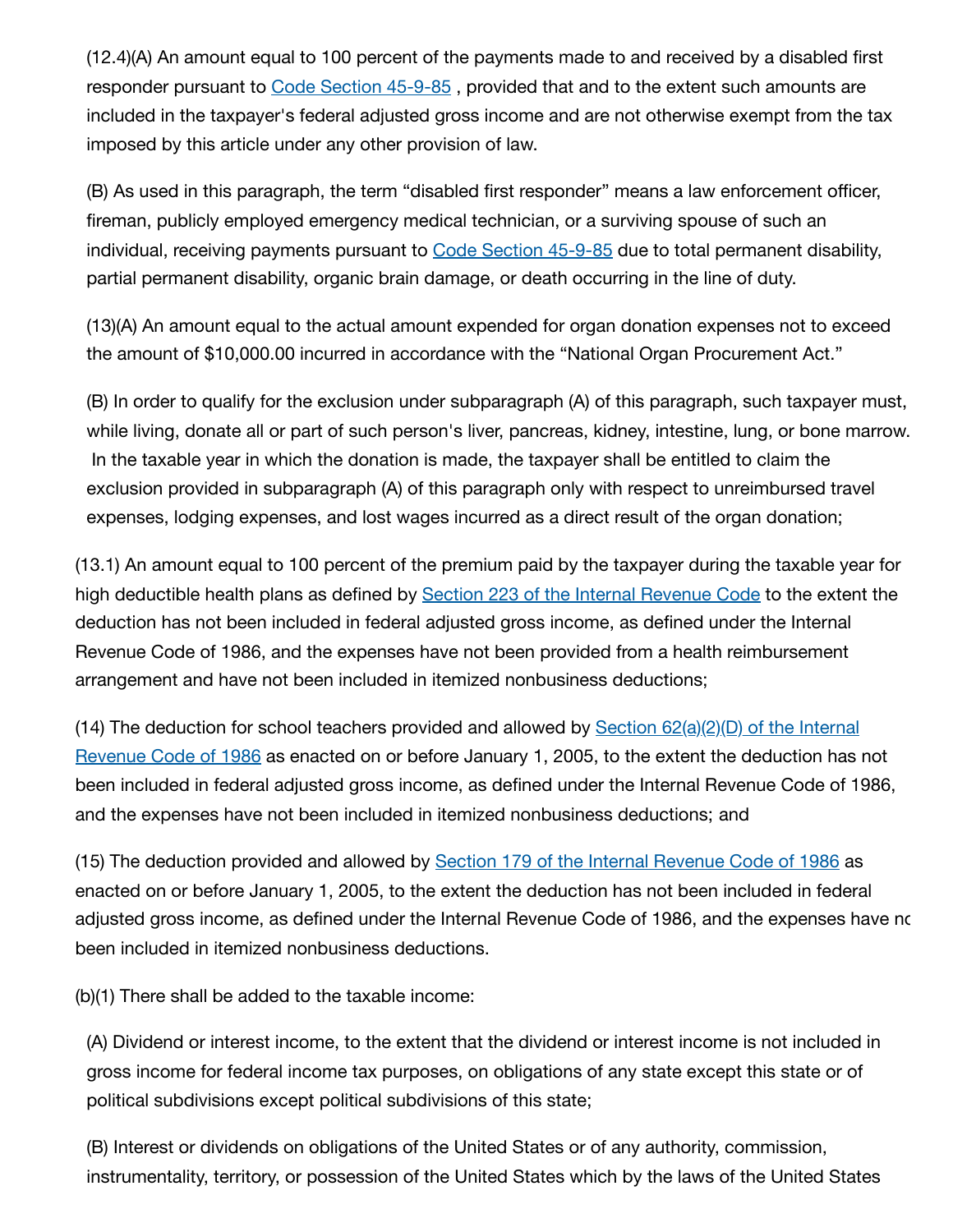(12.4)(A) An amount equal to 100 percent of the payments made to and received by a disabled first responder pursuant to [Code Section 45-9-85](#) , provided that and to the extent such amounts are included in the taxpayer's federal adjusted gross income and are not otherwise exempt from the tax imposed by this article under any other provision of law.

(B) As used in this paragraph, the term “disabled first responder” means a law enforcement officer, fireman, publicly employed emergency medical technician, or a surviving spouse of such an individual, receiving payments pursuant to [Code Section 45-9-85](#) due to total permanent disability, partial permanent disability, organic brain damage, or death occurring in the line of duty.

(13)(A) An amount equal to the actual amount expended for organ donation expenses not to exceed the amount of $10,000.00 incurred in accordance with the “National Organ Procurement Act.”

(B) In order to qualify for the exclusion under subparagraph (A) of this paragraph, such taxpayer must, while living, donate all or part of such person's liver, pancreas, kidney, intestine, lung, or bone marrow. In the taxable year in which the donation is made, the taxpayer shall be entitled to claim the exclusion provided in subparagraph (A) of this paragraph only with respect to unreimbursed travel expenses, lodging expenses, and lost wages incurred as a direct result of the organ donation;

(13.1) An amount equal to 100 percent of the premium paid by the taxpayer during the taxable year for high deductible health plans as defined by [Section 223 of the Internal Revenue Code](#) to the extent the deduction has not been included in federal adjusted gross income, as defined under the Internal Revenue Code of 1986, and the expenses have not been provided from a health reimbursement arrangement and have not been included in itemized nonbusiness deductions;

(14) The deduction for school teachers provided and allowed by [Section 62(a)(2)(D) of the Internal Revenue Code of 1986](#) as enacted on or before January 1, 2005, to the extent the deduction has not been included in federal adjusted gross income, as defined under the Internal Revenue Code of 1986, and the expenses have not been included in itemized nonbusiness deductions; and

(15) The deduction provided and allowed by [Section 179 of the Internal Revenue Code of 1986](#) as enacted on or before January 1, 2005, to the extent the deduction has not been included in federal adjusted gross income, as defined under the Internal Revenue Code of 1986, and the expenses have not been included in itemized nonbusiness deductions.

(b)(1) There shall be added to the taxable income:

(A) Dividend or interest income, to the extent that the dividend or interest income is not included in gross income for federal income tax purposes, on obligations of any state except this state or of political subdivisions except political subdivisions of this state;

(B) Interest or dividends on obligations of the United States or of any authority, commission, instrumentality, territory, or possession of the United States which by the laws of the United States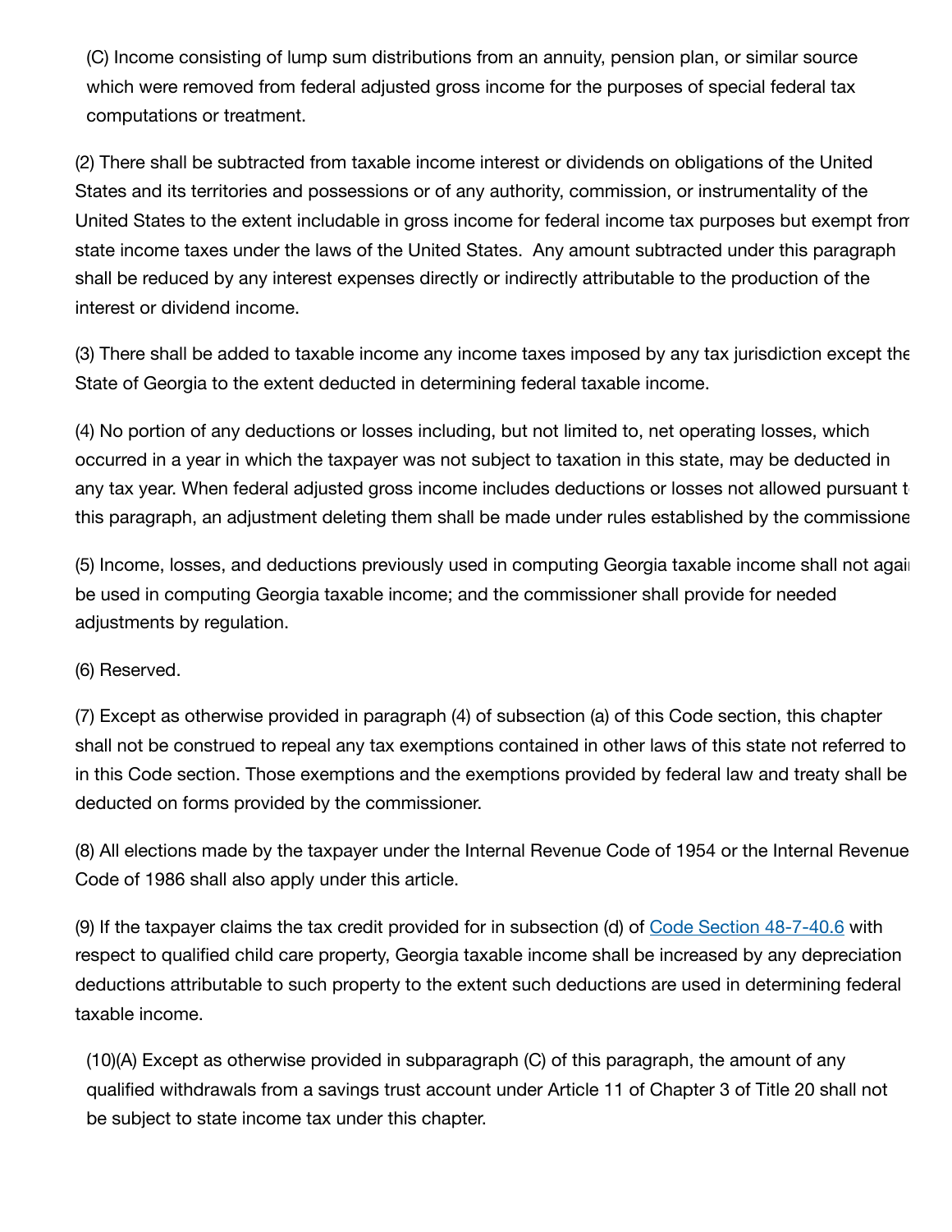(C) Income consisting of lump sum distributions from an annuity, pension plan, or similar source which were removed from federal adjusted gross income for the purposes of special federal tax computations or treatment.

(2) There shall be subtracted from taxable income interest or dividends on obligations of the United States and its territories and possessions or of any authority, commission, or instrumentality of the United States to the extent includable in gross income for federal income tax purposes but exempt from state income taxes under the laws of the United States. Any amount subtracted under this paragraph shall be reduced by any interest expenses directly or indirectly attributable to the production of the interest or dividend income.

(3) There shall be added to taxable income any income taxes imposed by any tax jurisdiction except the State of Georgia to the extent deducted in determining federal taxable income.

(4) No portion of any deductions or losses including, but not limited to, net operating losses, which occurred in a year in which the taxpayer was not subject to taxation in this state, may be deducted in any tax year. When federal adjusted gross income includes deductions or losses not allowed pursuant to this paragraph, an adjustment deleting them shall be made under rules established by the commissioner.

(5) Income, losses, and deductions previously used in computing Georgia taxable income shall not again be used in computing Georgia taxable income; and the commissioner shall provide for needed adjustments by regulation.

(6) Reserved.

(7) Except as otherwise provided in paragraph (4) of subsection (a) of this Code section, this chapter shall not be construed to repeal any tax exemptions contained in other laws of this state not referred to in this Code section. Those exemptions and the exemptions provided by federal law and treaty shall be deducted on forms provided by the commissioner.

(8) All elections made by the taxpayer under the Internal Revenue Code of 1954 or the Internal Revenue Code of 1986 shall also apply under this article.

(9) If the taxpayer claims the tax credit provided for in subsection (d) of Code Section 48-7-40.6 with respect to qualified child care property, Georgia taxable income shall be increased by any depreciation deductions attributable to such property to the extent such deductions are used in determining federal taxable income.

(10)(A) Except as otherwise provided in subparagraph (C) of this paragraph, the amount of any qualified withdrawals from a savings trust account under Article 11 of Chapter 3 of Title 20 shall not be subject to state income tax under this chapter.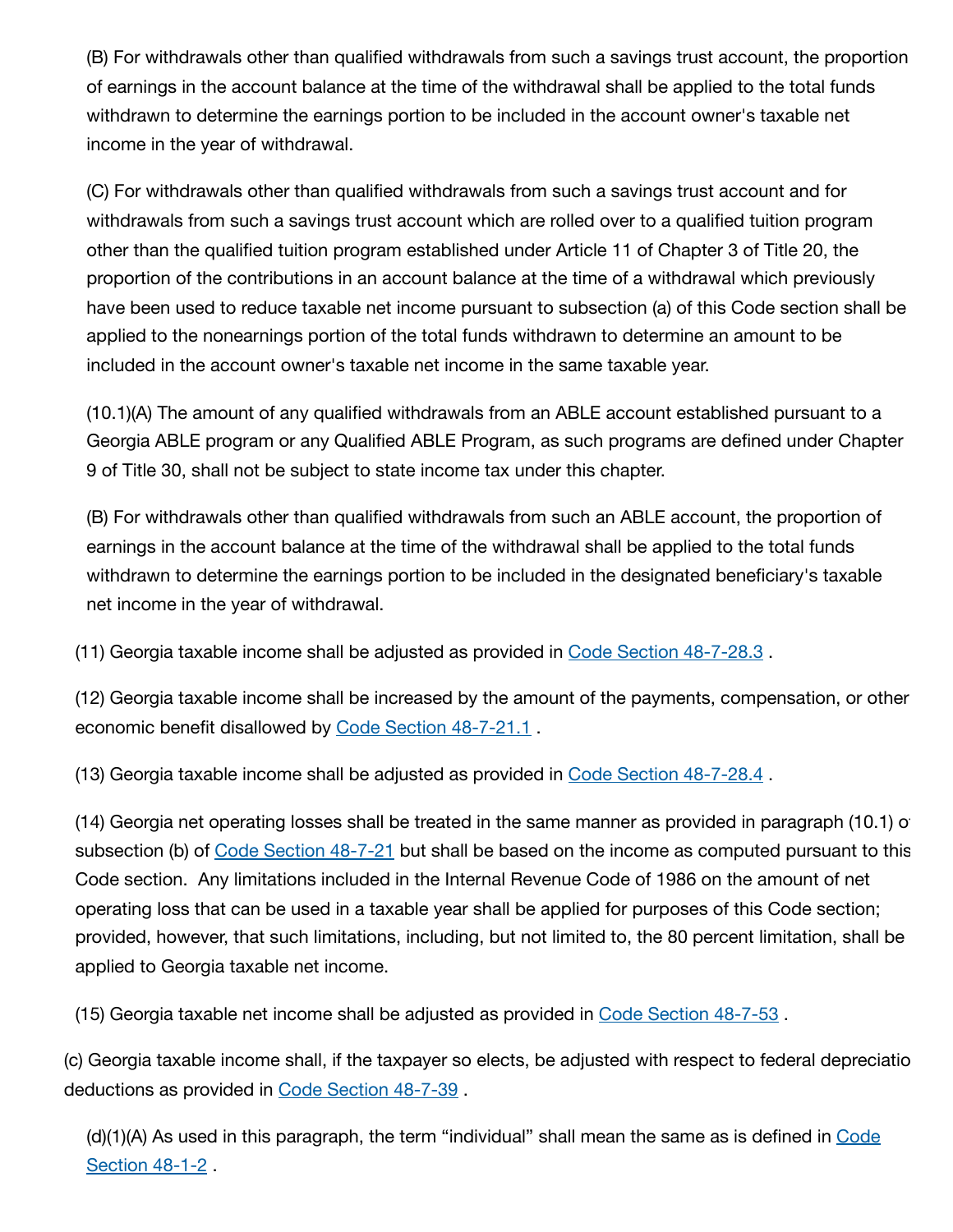(B) For withdrawals other than qualified withdrawals from such a savings trust account, the proportion of earnings in the account balance at the time of the withdrawal shall be applied to the total funds withdrawn to determine the earnings portion to be included in the account owner's taxable net income in the year of withdrawal.

(C) For withdrawals other than qualified withdrawals from such a savings trust account and for withdrawals from such a savings trust account which are rolled over to a qualified tuition program other than the qualified tuition program established under Article 11 of Chapter 3 of Title 20, the proportion of the contributions in an account balance at the time of a withdrawal which previously have been used to reduce taxable net income pursuant to subsection (a) of this Code section shall be applied to the nonearnings portion of the total funds withdrawn to determine an amount to be included in the account owner's taxable net income in the same taxable year.

(10.1)(A) The amount of any qualified withdrawals from an ABLE account established pursuant to a Georgia ABLE program or any Qualified ABLE Program, as such programs are defined under Chapter 9 of Title 30, shall not be subject to state income tax under this chapter.

(B) For withdrawals other than qualified withdrawals from such an ABLE account, the proportion of earnings in the account balance at the time of the withdrawal shall be applied to the total funds withdrawn to determine the earnings portion to be included in the designated beneficiary's taxable net income in the year of withdrawal.

(11) Georgia taxable income shall be adjusted as provided in Code Section 48-7-28.3 .

(12) Georgia taxable income shall be increased by the amount of the payments, compensation, or other economic benefit disallowed by Code Section 48-7-21.1 .

(13) Georgia taxable income shall be adjusted as provided in Code Section 48-7-28.4 .

(14) Georgia net operating losses shall be treated in the same manner as provided in paragraph (10.1) of subsection (b) of Code Section 48-7-21 but shall be based on the income as computed pursuant to this Code section. Any limitations included in the Internal Revenue Code of 1986 on the amount of net operating loss that can be used in a taxable year shall be applied for purposes of this Code section; provided, however, that such limitations, including, but not limited to, the 80 percent limitation, shall be applied to Georgia taxable net income.

(15) Georgia taxable net income shall be adjusted as provided in Code Section 48-7-53 .

(c) Georgia taxable income shall, if the taxpayer so elects, be adjusted with respect to federal depreciation deductions as provided in Code Section 48-7-39 .

(d)(1)(A) As used in this paragraph, the term “individual” shall mean the same as is defined in Code Section 48-1-2 .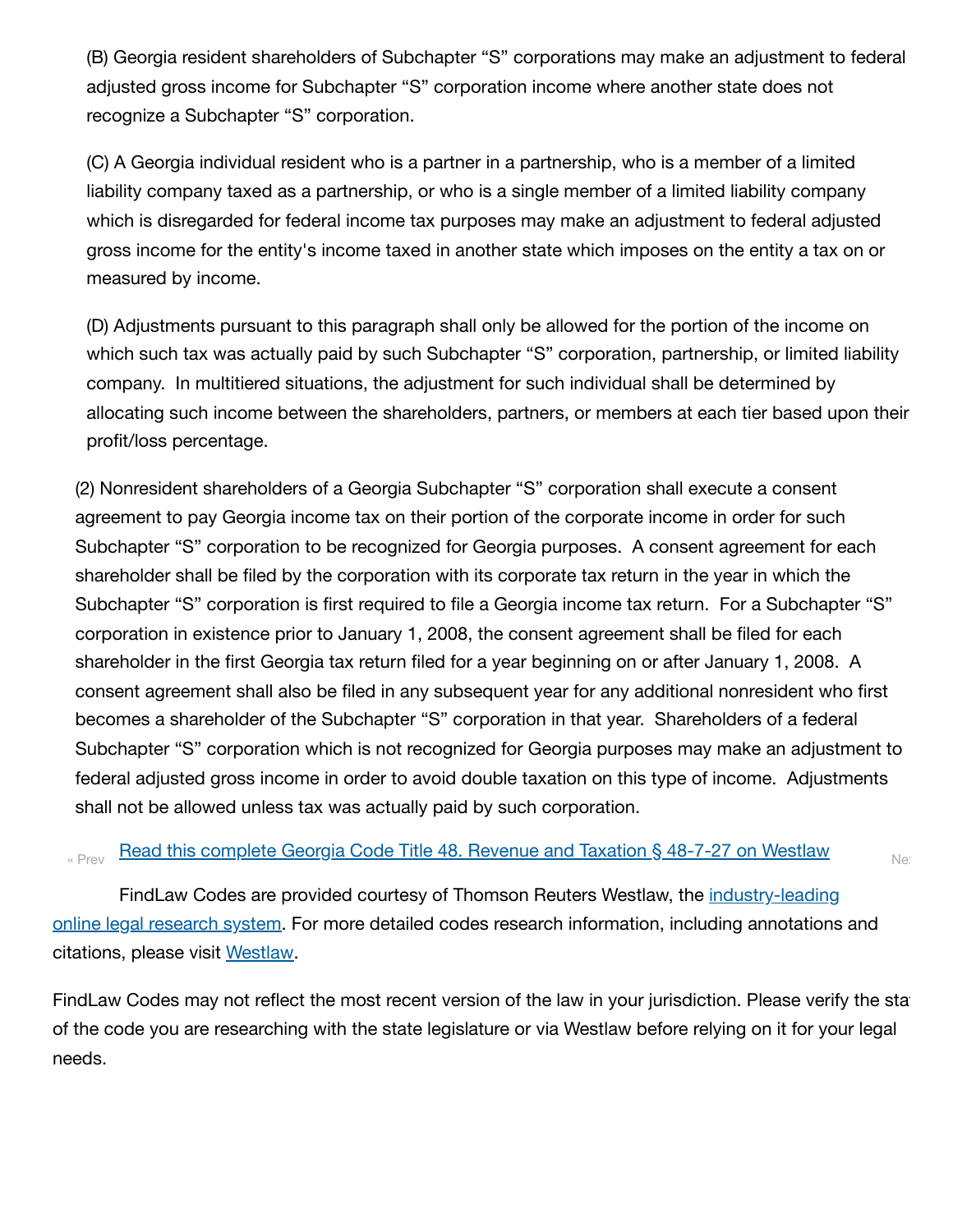(B) Georgia resident shareholders of Subchapter "S" corporations may make an adjustment to federal adjusted gross income for Subchapter "S" corporation income where another state does not recognize a Subchapter "S" corporation.

(C) A Georgia individual resident who is a partner in a partnership, who is a member of a limited liability company taxed as a partnership, or who is a single member of a limited liability company which is disregarded for federal income tax purposes may make an adjustment to federal adjusted gross income for the entity's income taxed in another state which imposes on the entity a tax on or measured by income.

(D) Adjustments pursuant to this paragraph shall only be allowed for the portion of the income on which such tax was actually paid by such Subchapter "S" corporation, partnership, or limited liability company. In multitiered situations, the adjustment for such individual shall be determined by allocating such income between the shareholders, partners, or members at each tier based upon their profit/loss percentage.

(2) Nonresident shareholders of a Georgia Subchapter "S" corporation shall execute a consent agreement to pay Georgia income tax on their portion of the corporate income in order for such Subchapter "S" corporation to be recognized for Georgia purposes. A consent agreement for each shareholder shall be filed by the corporation with its corporate tax return in the year in which the Subchapter "S" corporation is first required to file a Georgia income tax return. For a Subchapter "S" corporation in existence prior to January 1, 2008, the consent agreement shall be filed for each shareholder in the first Georgia tax return filed for a year beginning on or after January 1, 2008. A consent agreement shall also be filed in any subsequent year for any additional nonresident who first becomes a shareholder of the Subchapter "S" corporation in that year. Shareholders of a federal Subchapter "S" corporation which is not recognized for Georgia purposes may make an adjustment to federal adjusted gross income in order to avoid double taxation on this type of income. Adjustments shall not be allowed unless tax was actually paid by such corporation.

« Prev [Read this complete Georgia Code Title 48. Revenue and Taxation § 48-7-27 on Westlaw] Ne

FindLaw Codes are provided courtesy of Thomson Reuters Westlaw, the [industry-leading online legal research system]. For more detailed codes research information, including annotations and citations, please visit [Westlaw].

FindLaw Codes may not reflect the most recent version of the law in your jurisdiction. Please verify the sta of the code you are researching with the state legislature or via Westlaw before relying on it for your legal needs.